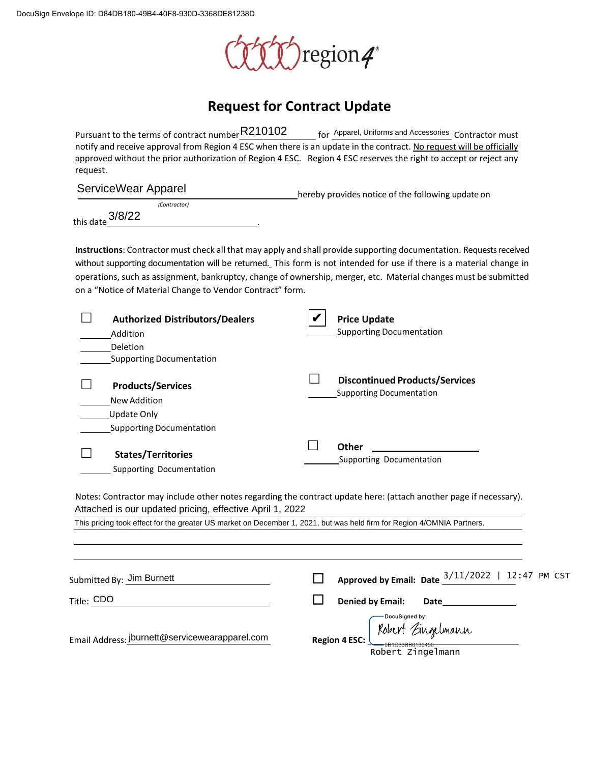DocuSign Envelope ID: D84DB180-49B4-40F8-930D-3368DE81238D

region4

# Request for Contract Update

Pursuant to the terms of contract number R210102 for Apparel, Uniforms and Accessories Contractor must notify and receive approval from Region 4 ESC when there is an update in the contract. No request will be officially approved without the prior authorization of Region 4 ESC. Region 4 ESC reserves the right to accept or reject any request.

ServiceWear Apparel hereby provides notice of the following update on
*(Contractor)*

this date 3/8/22.

**Instructions**: Contractor must check all that may apply and shall provide supporting documentation. Requests received without supporting documentation will be returned. This form is not intended for use if there is a material change in operations, such as assignment, bankruptcy, change of ownership, merger, etc. Material changes must be submitted on a "Notice of Material Change to Vendor Contract" form.

☐ **Authorized Distributors/Dealers**
\_\_\_\_\_\_ Addition
\_\_\_\_\_\_ Deletion
\_\_\_\_\_\_ Supporting Documentation

☐ **Products/Services**
\_\_\_\_\_\_ New Addition
\_\_\_\_\_\_ Update Only
\_\_\_\_\_\_ Supporting Documentation

☐ **States/Territories**
\_\_\_\_\_\_ Supporting Documentation

☑ **Price Update**
\_\_\_\_\_\_ Supporting Documentation

☐ **Discontinued Products/Services**
\_\_\_\_\_\_ Supporting Documentation

☐ **Other** \_\_\_\_\_\_\_\_\_\_\_\_\_\_
\_\_\_\_\_\_ Supporting Documentation

Notes: Contractor may include other notes regarding the contract update here: (attach another page if necessary).

Attached is our updated pricing, effective April 1, 2022

This pricing took effect for the greater US market on December 1, 2021, but was held firm for Region 4/OMNIA Partners.

Submitted By: Jim Burnett

Title: CDO

Email Address: jburnett@servicewearapparel.com

☐ **Approved by Email: Date** 3/11/2022 | 12:47 PM CST

☐ **Denied by Email: Date** \_\_\_\_\_\_\_\_\_\_

**Region 4 ESC:** DocuSigned by: Robert Zingelmann
8B1D33BB0130498...
Robert Zingelmann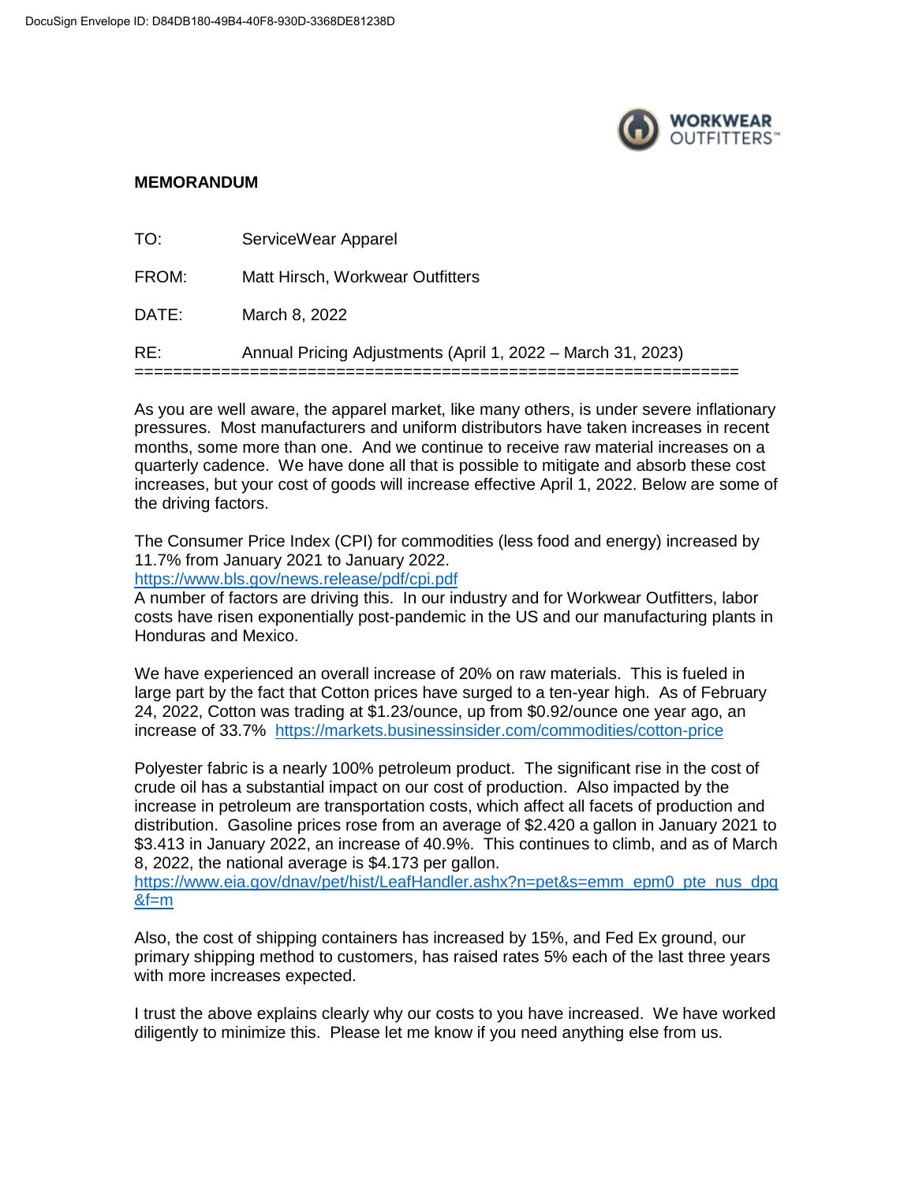DocuSign Envelope ID: D84DB180-49B4-40F8-930D-3368DE81238D

WORKWEAR OUTFITTERS™

**MEMORANDUM**

TO: ServiceWear Apparel

FROM: Matt Hirsch, Workwear Outfitters

DATE: March 8, 2022

RE: Annual Pricing Adjustments (April 1, 2022 – March 31, 2023)

================================================================

As you are well aware, the apparel market, like many others, is under severe inflationary pressures. Most manufacturers and uniform distributors have taken increases in recent months, some more than one. And we continue to receive raw material increases on a quarterly cadence. We have done all that is possible to mitigate and absorb these cost increases, but your cost of goods will increase effective April 1, 2022. Below are some of the driving factors.

The Consumer Price Index (CPI) for commodities (less food and energy) increased by 11.7% from January 2021 to January 2022.
https://www.bls.gov/news.release/pdf/cpi.pdf
A number of factors are driving this. In our industry and for Workwear Outfitters, labor costs have risen exponentially post-pandemic in the US and our manufacturing plants in Honduras and Mexico.

We have experienced an overall increase of 20% on raw materials. This is fueled in large part by the fact that Cotton prices have surged to a ten-year high. As of February 24, 2022, Cotton was trading at $1.23/ounce, up from $0.92/ounce one year ago, an increase of 33.7% https://markets.businessinsider.com/commodities/cotton-price

Polyester fabric is a nearly 100% petroleum product. The significant rise in the cost of crude oil has a substantial impact on our cost of production. Also impacted by the increase in petroleum are transportation costs, which affect all facets of production and distribution. Gasoline prices rose from an average of $2.420 a gallon in January 2021 to $3.413 in January 2022, an increase of 40.9%. This continues to climb, and as of March 8, 2022, the national average is $4.173 per gallon.
https://www.eia.gov/dnav/pet/hist/LeafHandler.ashx?n=pet&s=emm_epm0_pte_nus_dpg&f=m

Also, the cost of shipping containers has increased by 15%, and Fed Ex ground, our primary shipping method to customers, has raised rates 5% each of the last three years with more increases expected.

I trust the above explains clearly why our costs to you have increased. We have worked diligently to minimize this. Please let me know if you need anything else from us.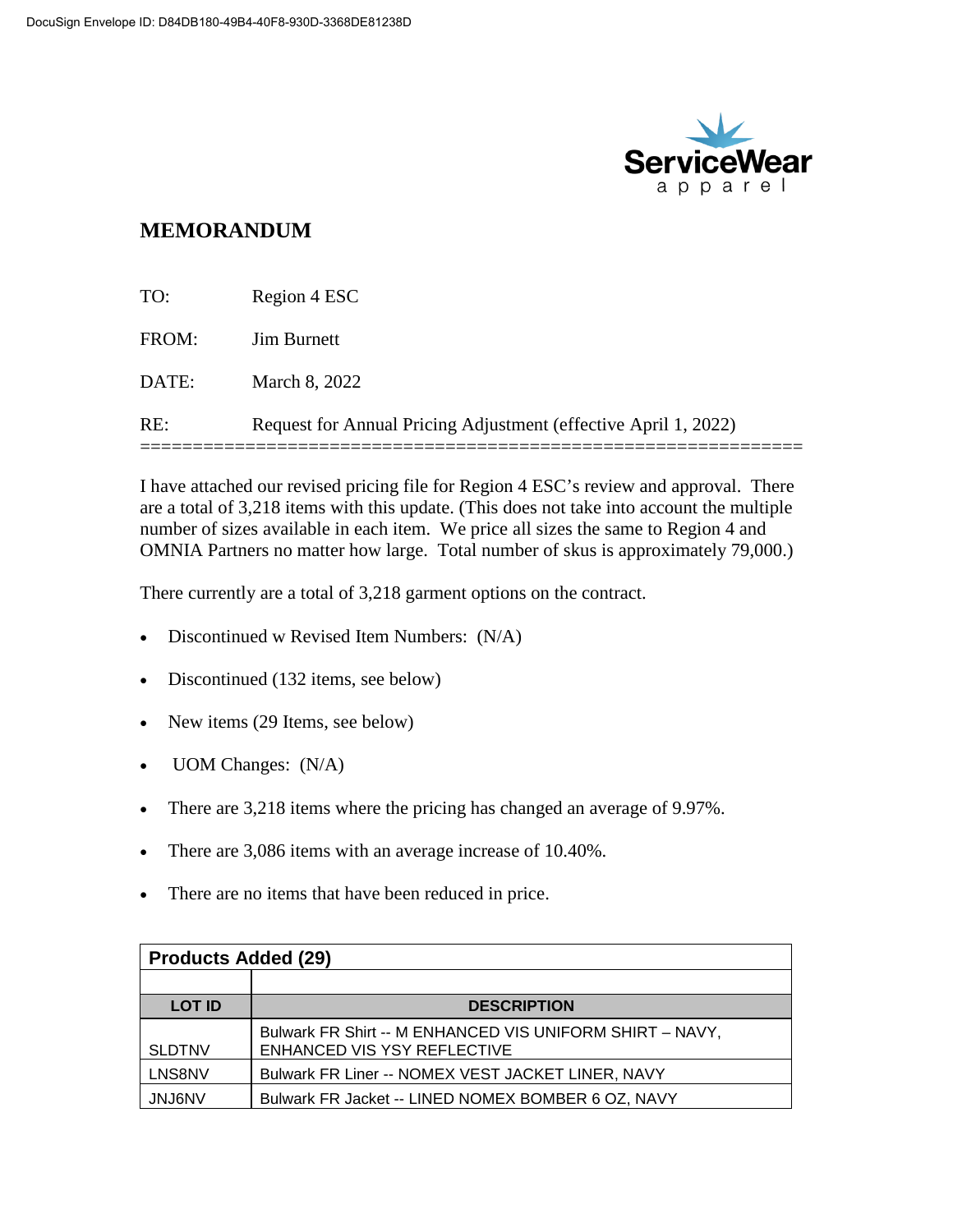# MEMORANDUM

TO: Region 4 ESC

FROM: Jim Burnett

DATE: March 8, 2022

RE: Request for Annual Pricing Adjustment (effective April 1, 2022)

==============================================================

I have attached our revised pricing file for Region 4 ESC's review and approval. There are a total of 3,218 items with this update. (This does not take into account the multiple number of sizes available in each item. We price all sizes the same to Region 4 and OMNIA Partners no matter how large. Total number of skus is approximately 79,000.)

There currently are a total of 3,218 garment options on the contract.

- Discontinued w Revised Item Numbers: (N/A)
- Discontinued (132 items, see below)
- New items (29 Items, see below)
- UOM Changes: (N/A)
- There are 3,218 items where the pricing has changed an average of 9.97%.
- There are 3,086 items with an average increase of 10.40%.
- There are no items that have been reduced in price.

| **Products Added (29)** | |
|---|---|
| | |
| **LOT ID** | **DESCRIPTION** |
| SLDTNV | Bulwark FR Shirt -- M ENHANCED VIS UNIFORM SHIRT – NAVY, ENHANCED VIS YSY REFLECTIVE |
| LNS8NV | Bulwark FR Liner -- NOMEX VEST JACKET LINER, NAVY |
| JNJ6NV | Bulwark FR Jacket -- LINED NOMEX BOMBER 6 OZ, NAVY |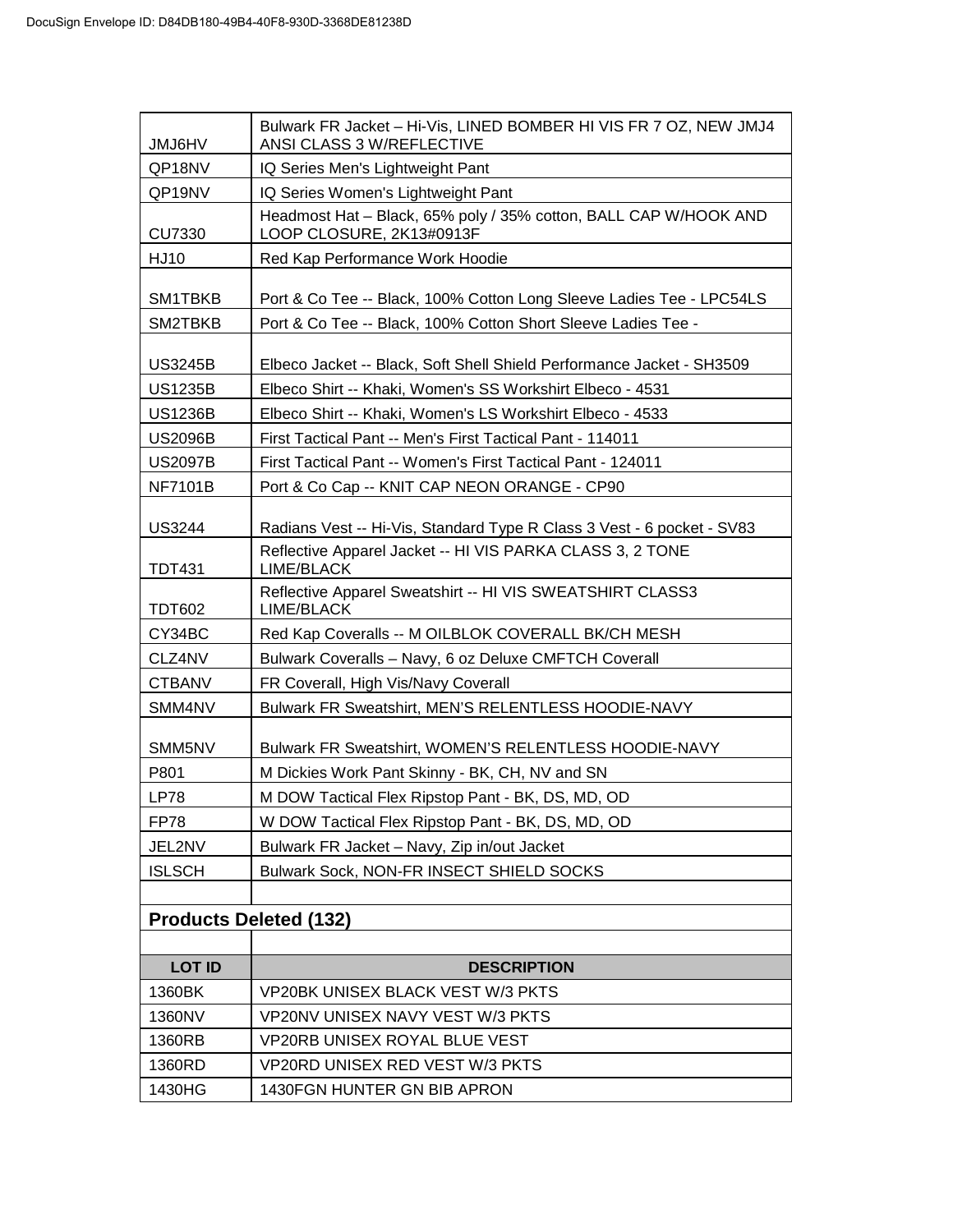| | |
|---|---|
| JMJ6HV | Bulwark FR Jacket – Hi-Vis, LINED BOMBER HI VIS FR 7 OZ, NEW JMJ4 ANSI CLASS 3 W/REFLECTIVE |
| QP18NV | IQ Series Men's Lightweight Pant |
| QP19NV | IQ Series Women's Lightweight Pant |
| CU7330 | Headmost Hat – Black, 65% poly / 35% cotton, BALL CAP W/HOOK AND LOOP CLOSURE, 2K13#0913F |
| HJ10 | Red Kap Performance Work Hoodie |
| SM1TBKB | Port & Co Tee -- Black, 100% Cotton Long Sleeve Ladies Tee - LPC54LS |
| SM2TBKB | Port & Co Tee -- Black, 100% Cotton Short Sleeve Ladies Tee - |
| US3245B | Elbeco Jacket -- Black, Soft Shell Shield Performance Jacket - SH3509 |
| US1235B | Elbeco Shirt -- Khaki, Women's SS Workshirt Elbeco - 4531 |
| US1236B | Elbeco Shirt -- Khaki, Women's LS Workshirt Elbeco - 4533 |
| US2096B | First Tactical Pant -- Men's First Tactical Pant - 114011 |
| US2097B | First Tactical Pant -- Women's First Tactical Pant - 124011 |
| NF7101B | Port & Co Cap -- KNIT CAP NEON ORANGE - CP90 |
| US3244 | Radians Vest -- Hi-Vis, Standard Type R Class 3 Vest - 6 pocket - SV83 |
| TDT431 | Reflective Apparel Jacket -- HI VIS PARKA CLASS 3, 2 TONE LIME/BLACK |
| TDT602 | Reflective Apparel Sweatshirt -- HI VIS SWEATSHIRT CLASS3 LIME/BLACK |
| CY34BC | Red Kap Coveralls -- M OILBLOK COVERALL BK/CH MESH |
| CLZ4NV | Bulwark Coveralls – Navy, 6 oz Deluxe CMFTCH Coverall |
| CTBANV | FR Coverall, High Vis/Navy Coverall |
| SMM4NV | Bulwark FR Sweatshirt, MEN'S RELENTLESS HOODIE-NAVY |
| SMM5NV | Bulwark FR Sweatshirt, WOMEN'S RELENTLESS HOODIE-NAVY |
| P801 | M Dickies Work Pant Skinny - BK, CH, NV and SN |
| LP78 | M DOW Tactical Flex Ripstop Pant - BK, DS, MD, OD |
| FP78 | W DOW Tactical Flex Ripstop Pant - BK, DS, MD, OD |
| JEL2NV | Bulwark FR Jacket – Navy, Zip in/out Jacket |
| ISLSCH | Bulwark Sock, NON-FR INSECT SHIELD SOCKS |

## Products Deleted (132)

| LOT ID | DESCRIPTION |
|---|---|
| 1360BK | VP20BK UNISEX BLACK VEST W/3 PKTS |
| 1360NV | VP20NV UNISEX NAVY VEST W/3 PKTS |
| 1360RB | VP20RB UNISEX ROYAL BLUE VEST |
| 1360RD | VP20RD UNISEX RED VEST W/3 PKTS |
| 1430HG | 1430FGN HUNTER GN BIB APRON |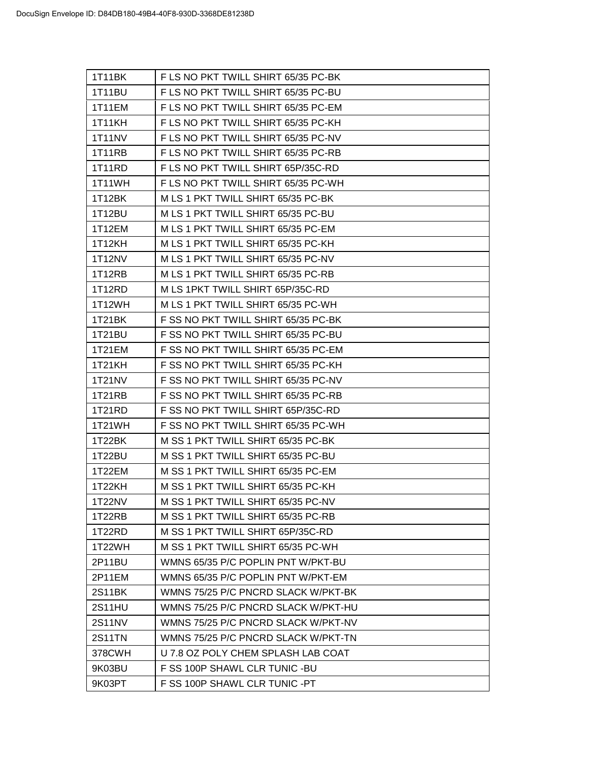| 1T11BK | F LS NO PKT TWILL SHIRT 65/35 PC-BK |
|---|---|
| 1T11BU | F LS NO PKT TWILL SHIRT 65/35 PC-BU |
| 1T11EM | F LS NO PKT TWILL SHIRT 65/35 PC-EM |
| 1T11KH | F LS NO PKT TWILL SHIRT 65/35 PC-KH |
| 1T11NV | F LS NO PKT TWILL SHIRT 65/35 PC-NV |
| 1T11RB | F LS NO PKT TWILL SHIRT 65/35 PC-RB |
| 1T11RD | F LS NO PKT TWILL SHIRT 65P/35C-RD |
| 1T11WH | F LS NO PKT TWILL SHIRT 65/35 PC-WH |
| 1T12BK | M LS 1 PKT TWILL SHIRT 65/35 PC-BK |
| 1T12BU | M LS 1 PKT TWILL SHIRT 65/35 PC-BU |
| 1T12EM | M LS 1 PKT TWILL SHIRT 65/35 PC-EM |
| 1T12KH | M LS 1 PKT TWILL SHIRT 65/35 PC-KH |
| 1T12NV | M LS 1 PKT TWILL SHIRT 65/35 PC-NV |
| 1T12RB | M LS 1 PKT TWILL SHIRT 65/35 PC-RB |
| 1T12RD | M LS 1PKT TWILL SHIRT 65P/35C-RD |
| 1T12WH | M LS 1 PKT TWILL SHIRT 65/35 PC-WH |
| 1T21BK | F SS NO PKT TWILL SHIRT 65/35 PC-BK |
| 1T21BU | F SS NO PKT TWILL SHIRT 65/35 PC-BU |
| 1T21EM | F SS NO PKT TWILL SHIRT 65/35 PC-EM |
| 1T21KH | F SS NO PKT TWILL SHIRT 65/35 PC-KH |
| 1T21NV | F SS NO PKT TWILL SHIRT 65/35 PC-NV |
| 1T21RB | F SS NO PKT TWILL SHIRT 65/35 PC-RB |
| 1T21RD | F SS NO PKT TWILL SHIRT 65P/35C-RD |
| 1T21WH | F SS NO PKT TWILL SHIRT 65/35 PC-WH |
| 1T22BK | M SS 1 PKT TWILL SHIRT 65/35 PC-BK |
| 1T22BU | M SS 1 PKT TWILL SHIRT 65/35 PC-BU |
| 1T22EM | M SS 1 PKT TWILL SHIRT 65/35 PC-EM |
| 1T22KH | M SS 1 PKT TWILL SHIRT 65/35 PC-KH |
| 1T22NV | M SS 1 PKT TWILL SHIRT 65/35 PC-NV |
| 1T22RB | M SS 1 PKT TWILL SHIRT 65/35 PC-RB |
| 1T22RD | M SS 1 PKT TWILL SHIRT 65P/35C-RD |
| 1T22WH | M SS 1 PKT TWILL SHIRT 65/35 PC-WH |
| 2P11BU | WMNS 65/35 P/C POPLIN PNT W/PKT-BU |
| 2P11EM | WMNS 65/35 P/C POPLIN PNT W/PKT-EM |
| 2S11BK | WMNS 75/25 P/C PNCRD SLACK W/PKT-BK |
| 2S11HU | WMNS 75/25 P/C PNCRD SLACK W/PKT-HU |
| 2S11NV | WMNS 75/25 P/C PNCRD SLACK W/PKT-NV |
| 2S11TN | WMNS 75/25 P/C PNCRD SLACK W/PKT-TN |
| 378CWH | U 7.8 OZ POLY CHEM SPLASH LAB COAT |
| 9K03BU | F SS 100P SHAWL CLR TUNIC -BU |
| 9K03PT | F SS 100P SHAWL CLR TUNIC -PT |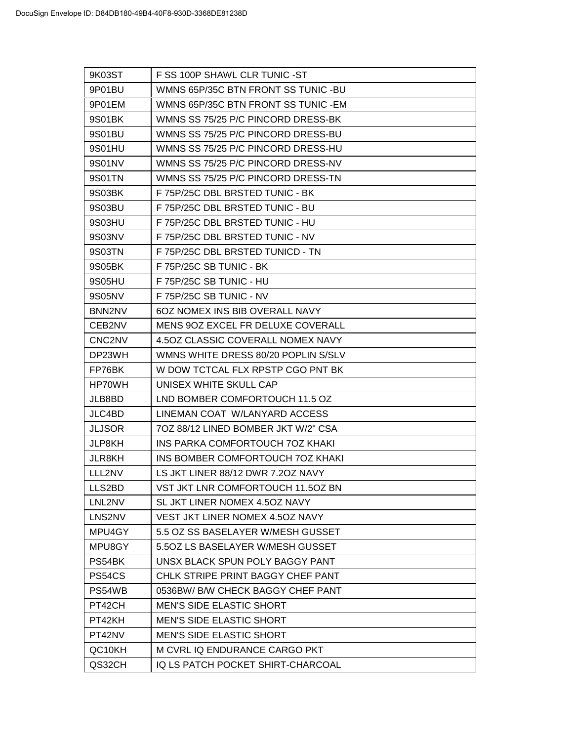| | |
|---|---|
| 9K03ST | F SS 100P SHAWL CLR TUNIC -ST |
| 9P01BU | WMNS 65P/35C BTN FRONT SS TUNIC -BU |
| 9P01EM | WMNS 65P/35C BTN FRONT SS TUNIC -EM |
| 9S01BK | WMNS SS 75/25 P/C PINCORD DRESS-BK |
| 9S01BU | WMNS SS 75/25 P/C PINCORD DRESS-BU |
| 9S01HU | WMNS SS 75/25 P/C PINCORD DRESS-HU |
| 9S01NV | WMNS SS 75/25 P/C PINCORD DRESS-NV |
| 9S01TN | WMNS SS 75/25 P/C PINCORD DRESS-TN |
| 9S03BK | F 75P/25C DBL BRSTED TUNIC - BK |
| 9S03BU | F 75P/25C DBL BRSTED TUNIC - BU |
| 9S03HU | F 75P/25C DBL BRSTED TUNIC - HU |
| 9S03NV | F 75P/25C DBL BRSTED TUNIC - NV |
| 9S03TN | F 75P/25C DBL BRSTED TUNICD - TN |
| 9S05BK | F 75P/25C SB TUNIC - BK |
| 9S05HU | F 75P/25C SB TUNIC - HU |
| 9S05NV | F 75P/25C SB TUNIC - NV |
| BNN2NV | 6OZ NOMEX INS BIB OVERALL NAVY |
| CEB2NV | MENS 9OZ EXCEL FR DELUXE COVERALL |
| CNC2NV | 4.5OZ CLASSIC COVERALL NOMEX NAVY |
| DP23WH | WMNS WHITE DRESS 80/20 POPLIN S/SLV |
| FP76BK | W DOW TCTCAL FLX RPSTP CGO PNT BK |
| HP70WH | UNISEX WHITE SKULL CAP |
| JLB8BD | LND BOMBER COMFORTOUCH 11.5 OZ |
| JLC4BD | LINEMAN COAT W/LANYARD ACCESS |
| JLJSOR | 7OZ 88/12 LINED BOMBER JKT W/2" CSA |
| JLP8KH | INS PARKA COMFORTOUCH 7OZ KHAKI |
| JLR8KH | INS BOMBER COMFORTOUCH 7OZ KHAKI |
| LLL2NV | LS JKT LINER 88/12 DWR 7.2OZ NAVY |
| LLS2BD | VST JKT LNR COMFORTOUCH 11.5OZ BN |
| LNL2NV | SL JKT LINER NOMEX 4.5OZ NAVY |
| LNS2NV | VEST JKT LINER NOMEX 4.5OZ NAVY |
| MPU4GY | 5.5 OZ SS BASELAYER W/MESH GUSSET |
| MPU8GY | 5.5OZ LS BASELAYER W/MESH GUSSET |
| PS54BK | UNSX BLACK SPUN POLY BAGGY PANT |
| PS54CS | CHLK STRIPE PRINT BAGGY CHEF PANT |
| PS54WB | 0536BW/ B/W CHECK BAGGY CHEF PANT |
| PT42CH | MEN'S SIDE ELASTIC SHORT |
| PT42KH | MEN'S SIDE ELASTIC SHORT |
| PT42NV | MEN'S SIDE ELASTIC SHORT |
| QC10KH | M CVRL IQ ENDURANCE CARGO PKT |
| QS32CH | IQ LS PATCH POCKET SHIRT-CHARCOAL |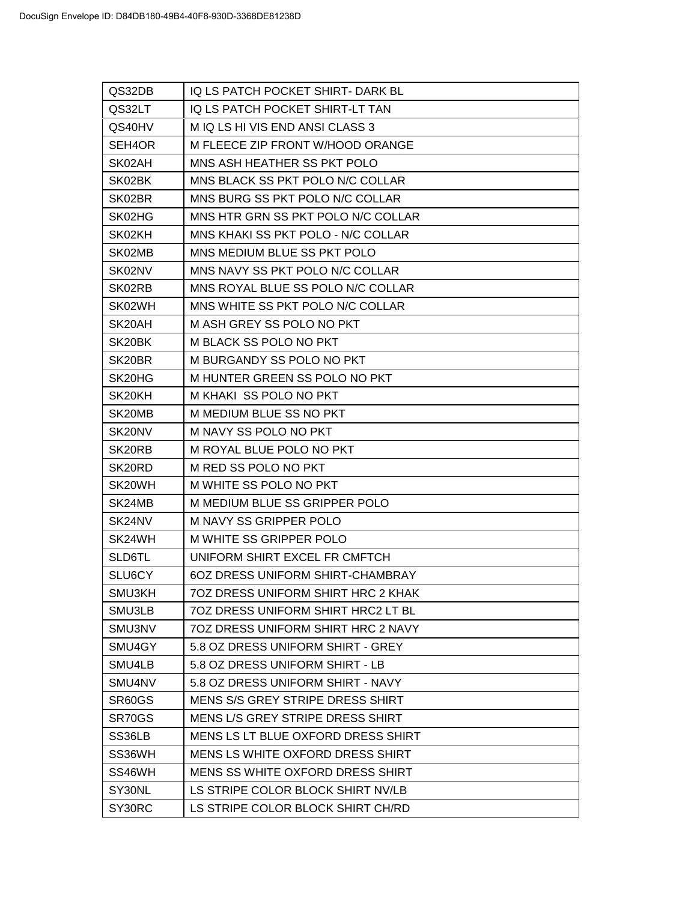| | |
|---|---|
| QS32DB | IQ LS PATCH POCKET SHIRT- DARK BL |
| QS32LT | IQ LS PATCH POCKET SHIRT-LT TAN |
| QS40HV | M IQ LS HI VIS END ANSI CLASS 3 |
| SEH4OR | M FLEECE ZIP FRONT W/HOOD ORANGE |
| SK02AH | MNS ASH HEATHER SS PKT POLO |
| SK02BK | MNS BLACK SS PKT POLO N/C COLLAR |
| SK02BR | MNS BURG SS PKT POLO N/C COLLAR |
| SK02HG | MNS HTR GRN SS PKT POLO N/C COLLAR |
| SK02KH | MNS KHAKI SS PKT POLO - N/C COLLAR |
| SK02MB | MNS MEDIUM BLUE SS PKT POLO |
| SK02NV | MNS NAVY SS PKT POLO N/C COLLAR |
| SK02RB | MNS ROYAL BLUE SS POLO N/C COLLAR |
| SK02WH | MNS WHITE SS PKT POLO N/C COLLAR |
| SK20AH | M ASH GREY SS POLO NO PKT |
| SK20BK | M BLACK SS POLO NO PKT |
| SK20BR | M BURGANDY SS POLO NO PKT |
| SK20HG | M HUNTER GREEN SS POLO NO PKT |
| SK20KH | M KHAKI SS POLO NO PKT |
| SK20MB | M MEDIUM BLUE SS NO PKT |
| SK20NV | M NAVY SS POLO NO PKT |
| SK20RB | M ROYAL BLUE POLO NO PKT |
| SK20RD | M RED SS POLO NO PKT |
| SK20WH | M WHITE SS POLO NO PKT |
| SK24MB | M MEDIUM BLUE SS GRIPPER POLO |
| SK24NV | M NAVY SS GRIPPER POLO |
| SK24WH | M WHITE SS GRIPPER POLO |
| SLD6TL | UNIFORM SHIRT EXCEL FR CMFTCH |
| SLU6CY | 6OZ DRESS UNIFORM SHIRT-CHAMBRAY |
| SMU3KH | 7OZ DRESS UNIFORM SHIRT HRC 2 KHAK |
| SMU3LB | 7OZ DRESS UNIFORM SHIRT HRC2 LT BL |
| SMU3NV | 7OZ DRESS UNIFORM SHIRT HRC 2 NAVY |
| SMU4GY | 5.8 OZ DRESS UNIFORM SHIRT - GREY |
| SMU4LB | 5.8 OZ DRESS UNIFORM SHIRT - LB |
| SMU4NV | 5.8 OZ DRESS UNIFORM SHIRT - NAVY |
| SR60GS | MENS S/S GREY STRIPE DRESS SHIRT |
| SR70GS | MENS L/S GREY STRIPE DRESS SHIRT |
| SS36LB | MENS LS LT BLUE OXFORD DRESS SHIRT |
| SS36WH | MENS LS WHITE OXFORD DRESS SHIRT |
| SS46WH | MENS SS WHITE OXFORD DRESS SHIRT |
| SY30NL | LS STRIPE COLOR BLOCK SHIRT NV/LB |
| SY30RC | LS STRIPE COLOR BLOCK SHIRT CH/RD |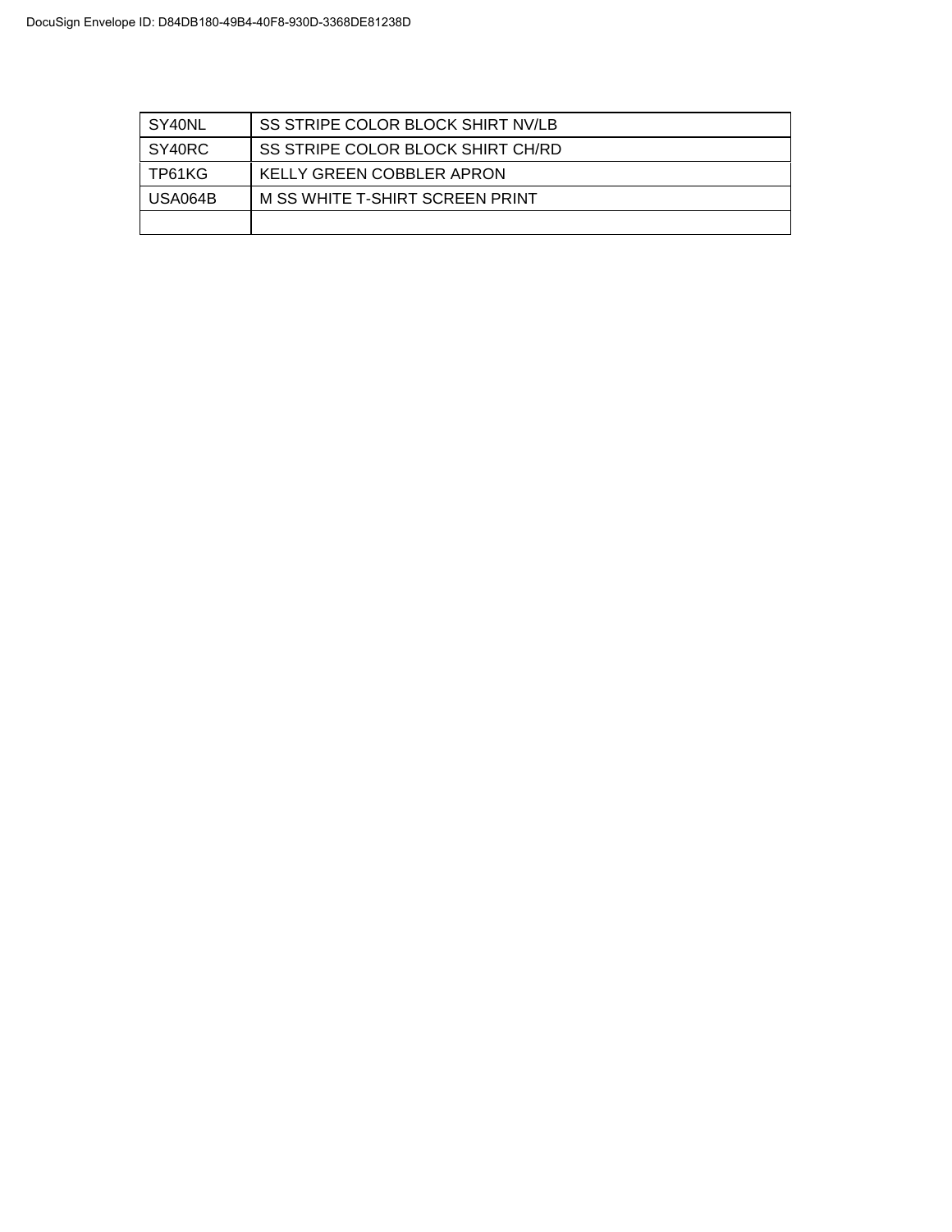| | |
|---|---|
| SY40NL | SS STRIPE COLOR BLOCK SHIRT NV/LB |
| SY40RC | SS STRIPE COLOR BLOCK SHIRT CH/RD |
| TP61KG | KELLY GREEN COBBLER APRON |
| USA064B | M SS WHITE T-SHIRT SCREEN PRINT |
| | |